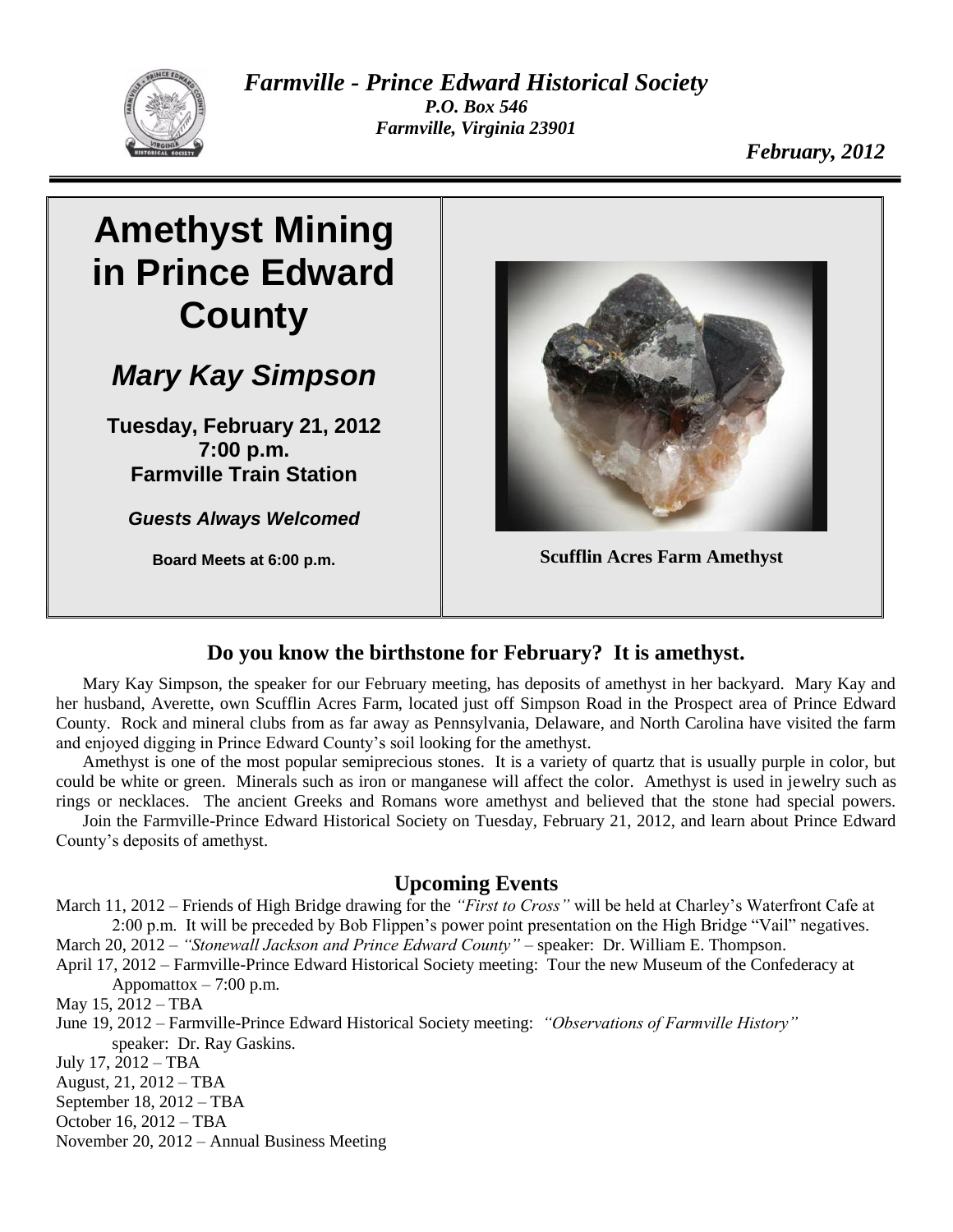*Farmville - Prince Edward Historical Society*
*P.O. Box 546*
*Farmville, Virginia 23901*

*February, 2012*

# Amethyst Mining in Prince Edward County

## *Mary Kay Simpson*

**Tuesday, February 21, 2012**
**7:00 p.m.**
**Farmville Train Station**

***Guests Always Welcomed***

**Board Meets at 6:00 p.m.**

**Scufflin Acres Farm Amethyst**

### Do you know the birthstone for February? It is amethyst.

Mary Kay Simpson, the speaker for our February meeting, has deposits of amethyst in her backyard. Mary Kay and her husband, Averette, own Scufflin Acres Farm, located just off Simpson Road in the Prospect area of Prince Edward County. Rock and mineral clubs from as far away as Pennsylvania, Delaware, and North Carolina have visited the farm and enjoyed digging in Prince Edward County's soil looking for the amethyst.

Amethyst is one of the most popular semiprecious stones. It is a variety of quartz that is usually purple in color, but could be white or green. Minerals such as iron or manganese will affect the color. Amethyst is used in jewelry such as rings or necklaces. The ancient Greeks and Romans wore amethyst and believed that the stone had special powers.

Join the Farmville-Prince Edward Historical Society on Tuesday, February 21, 2012, and learn about Prince Edward County's deposits of amethyst.

### Upcoming Events

March 11, 2012 – Friends of High Bridge drawing for the *"First to Cross"* will be held at Charley's Waterfront Cafe at 2:00 p.m. It will be preceded by Bob Flippen's power point presentation on the High Bridge "Vail" negatives.

March 20, 2012 – *"Stonewall Jackson and Prince Edward County"* – speaker: Dr. William E. Thompson.

April 17, 2012 – Farmville-Prince Edward Historical Society meeting: Tour the new Museum of the Confederacy at Appomattox – 7:00 p.m.

May 15, 2012 – TBA

June 19, 2012 – Farmville-Prince Edward Historical Society meeting: *"Observations of Farmville History"* speaker: Dr. Ray Gaskins.

July 17, 2012 – TBA

August, 21, 2012 – TBA

September 18, 2012 – TBA

October 16, 2012 – TBA

November 20, 2012 – Annual Business Meeting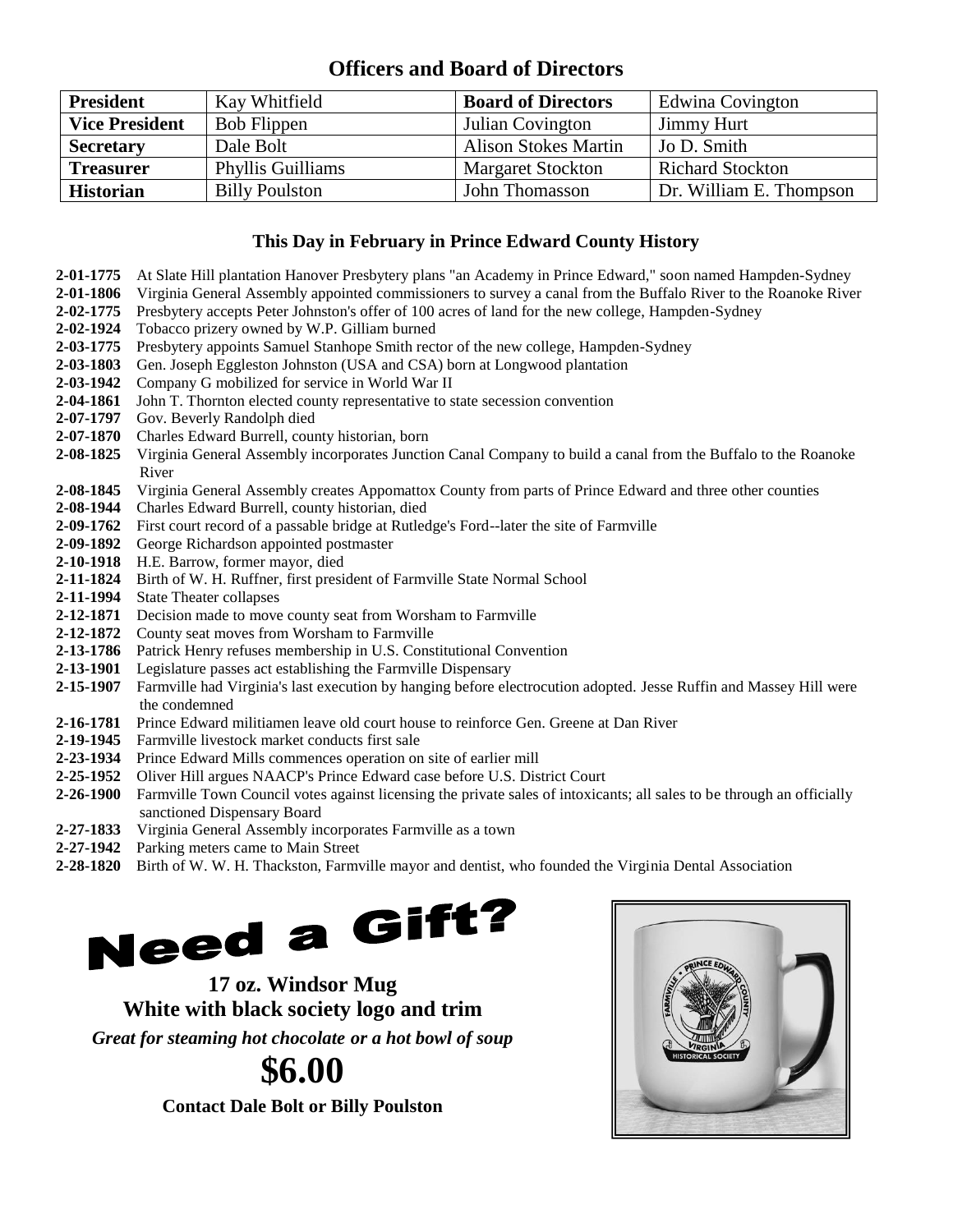## Officers and Board of Directors

| | | | |
|---|---|---|---|
| **President** | Kay Whitfield | **Board of Directors** | Edwina Covington |
| **Vice President** | Bob Flippen | Julian Covington | Jimmy Hurt |
| **Secretary** | Dale Bolt | Alison Stokes Martin | Jo D. Smith |
| **Treasurer** | Phyllis Guilliams | Margaret Stockton | Richard Stockton |
| **Historian** | Billy Poulston | John Thomasson | Dr. William E. Thompson |

### This Day in February in Prince Edward County History

**2-01-1775** At Slate Hill plantation Hanover Presbytery plans "an Academy in Prince Edward," soon named Hampden-Sydney
**2-01-1806** Virginia General Assembly appointed commissioners to survey a canal from the Buffalo River to the Roanoke River
**2-02-1775** Presbytery accepts Peter Johnston's offer of 100 acres of land for the new college, Hampden-Sydney
**2-02-1924** Tobacco prizery owned by W.P. Gilliam burned
**2-03-1775** Presbytery appoints Samuel Stanhope Smith rector of the new college, Hampden-Sydney
**2-03-1803** Gen. Joseph Eggleston Johnston (USA and CSA) born at Longwood plantation
**2-03-1942** Company G mobilized for service in World War II
**2-04-1861** John T. Thornton elected county representative to state secession convention
**2-07-1797** Gov. Beverly Randolph died
**2-07-1870** Charles Edward Burrell, county historian, born
**2-08-1825** Virginia General Assembly incorporates Junction Canal Company to build a canal from the Buffalo to the Roanoke River
**2-08-1845** Virginia General Assembly creates Appomattox County from parts of Prince Edward and three other counties
**2-08-1944** Charles Edward Burrell, county historian, died
**2-09-1762** First court record of a passable bridge at Rutledge's Ford--later the site of Farmville
**2-09-1892** George Richardson appointed postmaster
**2-10-1918** H.E. Barrow, former mayor, died
**2-11-1824** Birth of W. H. Ruffner, first president of Farmville State Normal School
**2-11-1994** State Theater collapses
**2-12-1871** Decision made to move county seat from Worsham to Farmville
**2-12-1872** County seat moves from Worsham to Farmville
**2-13-1786** Patrick Henry refuses membership in U.S. Constitutional Convention
**2-13-1901** Legislature passes act establishing the Farmville Dispensary
**2-15-1907** Farmville had Virginia's last execution by hanging before electrocution adopted. Jesse Ruffin and Massey Hill were the condemned
**2-16-1781** Prince Edward militiamen leave old court house to reinforce Gen. Greene at Dan River
**2-19-1945** Farmville livestock market conducts first sale
**2-23-1934** Prince Edward Mills commences operation on site of earlier mill
**2-25-1952** Oliver Hill argues NAACP's Prince Edward case before U.S. District Court
**2-26-1900** Farmville Town Council votes against licensing the private sales of intoxicants; all sales to be through an officially sanctioned Dispensary Board
**2-27-1833** Virginia General Assembly incorporates Farmville as a town
**2-27-1942** Parking meters came to Main Street
**2-28-1820** Birth of W. W. H. Thackston, Farmville mayor and dentist, who founded the Virginia Dental Association

# Need a Gift?

**17 oz. Windsor Mug**
**White with black society logo and trim**

***Great for steaming hot chocolate or a hot bowl of soup***

# $6.00

**Contact Dale Bolt or Billy Poulston**